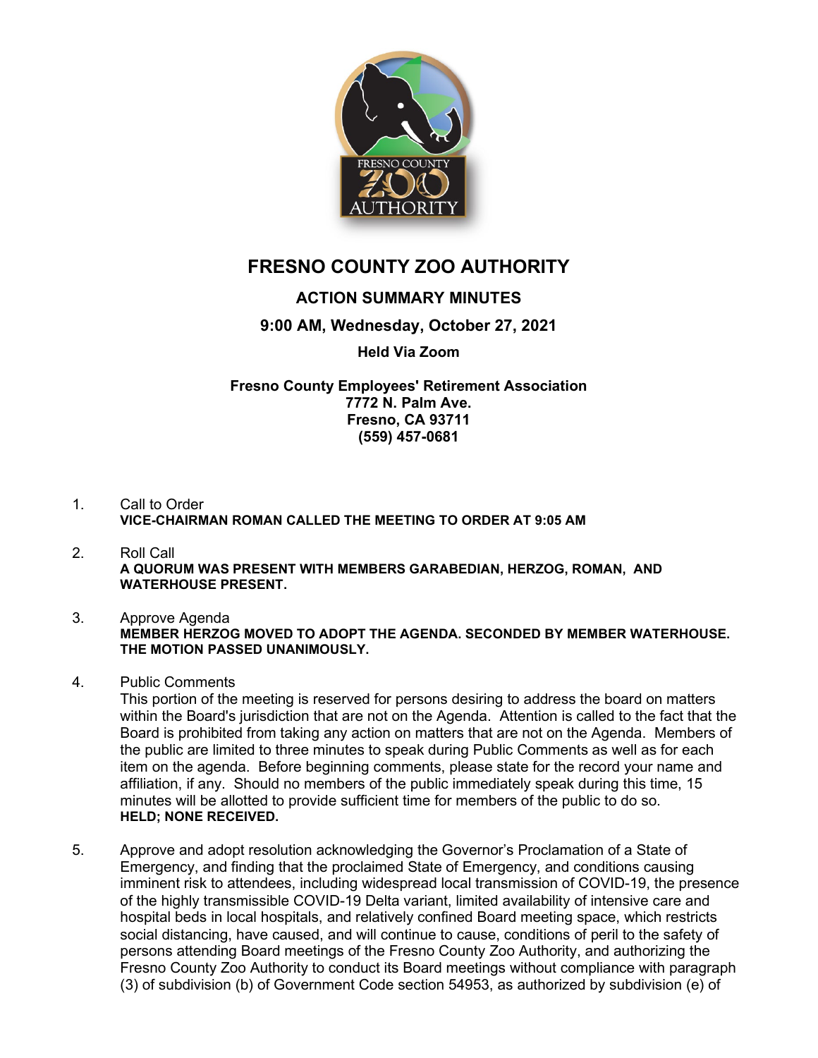# FRESNO COUNTY ZOO AUTHORITY

## ACTION SUMMARY MINUTES

**9:00 AM, Wednesday, October 27, 2021**

**Held Via Zoom**

**Fresno County Employees' Retirement Association**
**7772 N. Palm Ave.**
**Fresno, CA 93711**
**(559) 457-0681**

1. Call to Order
   **VICE-CHAIRMAN ROMAN CALLED THE MEETING TO ORDER AT 9:05 AM**

2. Roll Call
   **A QUORUM WAS PRESENT WITH MEMBERS GARABEDIAN, HERZOG, ROMAN, AND WATERHOUSE PRESENT.**

3. Approve Agenda
   **MEMBER HERZOG MOVED TO ADOPT THE AGENDA. SECONDED BY MEMBER WATERHOUSE. THE MOTION PASSED UNANIMOUSLY.**

4. Public Comments
   This portion of the meeting is reserved for persons desiring to address the board on matters within the Board's jurisdiction that are not on the Agenda. Attention is called to the fact that the Board is prohibited from taking any action on matters that are not on the Agenda. Members of the public are limited to three minutes to speak during Public Comments as well as for each item on the agenda. Before beginning comments, please state for the record your name and affiliation, if any. Should no members of the public immediately speak during this time, 15 minutes will be allotted to provide sufficient time for members of the public to do so.
   **HELD; NONE RECEIVED.**

5. Approve and adopt resolution acknowledging the Governor's Proclamation of a State of Emergency, and finding that the proclaimed State of Emergency, and conditions causing imminent risk to attendees, including widespread local transmission of COVID-19, the presence of the highly transmissible COVID-19 Delta variant, limited availability of intensive care and hospital beds in local hospitals, and relatively confined Board meeting space, which restricts social distancing, have caused, and will continue to cause, conditions of peril to the safety of persons attending Board meetings of the Fresno County Zoo Authority, and authorizing the Fresno County Zoo Authority to conduct its Board meetings without compliance with paragraph (3) of subdivision (b) of Government Code section 54953, as authorized by subdivision (e) of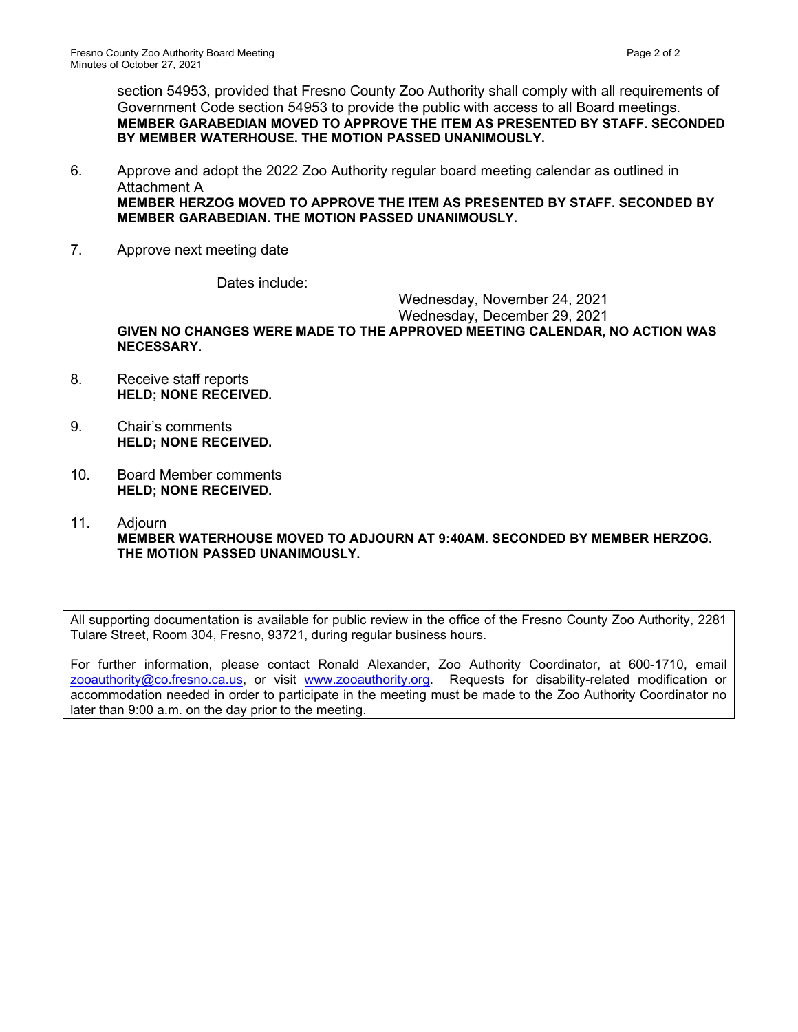section 54953, provided that Fresno County Zoo Authority shall comply with all requirements of Government Code section 54953 to provide the public with access to all Board meetings.
**MEMBER GARABEDIAN MOVED TO APPROVE THE ITEM AS PRESENTED BY STAFF. SECONDED BY MEMBER WATERHOUSE. THE MOTION PASSED UNANIMOUSLY.**

6. Approve and adopt the 2022 Zoo Authority regular board meeting calendar as outlined in Attachment A
**MEMBER HERZOG MOVED TO APPROVE THE ITEM AS PRESENTED BY STAFF. SECONDED BY MEMBER GARABEDIAN. THE MOTION PASSED UNANIMOUSLY.**

7. Approve next meeting date

   Dates include:

   Wednesday, November 24, 2021
   Wednesday, December 29, 2021

   **GIVEN NO CHANGES WERE MADE TO THE APPROVED MEETING CALENDAR, NO ACTION WAS NECESSARY.**

8. Receive staff reports
**HELD; NONE RECEIVED.**

9. Chair's comments
**HELD; NONE RECEIVED.**

10. Board Member comments
**HELD; NONE RECEIVED.**

11. Adjourn
**MEMBER WATERHOUSE MOVED TO ADJOURN AT 9:40AM. SECONDED BY MEMBER HERZOG. THE MOTION PASSED UNANIMOUSLY.**

---

All supporting documentation is available for public review in the office of the Fresno County Zoo Authority, 2281 Tulare Street, Room 304, Fresno, 93721, during regular business hours.

For further information, please contact Ronald Alexander, Zoo Authority Coordinator, at 600-1710, email zooauthority@co.fresno.ca.us, or visit www.zooauthority.org. Requests for disability-related modification or accommodation needed in order to participate in the meeting must be made to the Zoo Authority Coordinator no later than 9:00 a.m. on the day prior to the meeting.